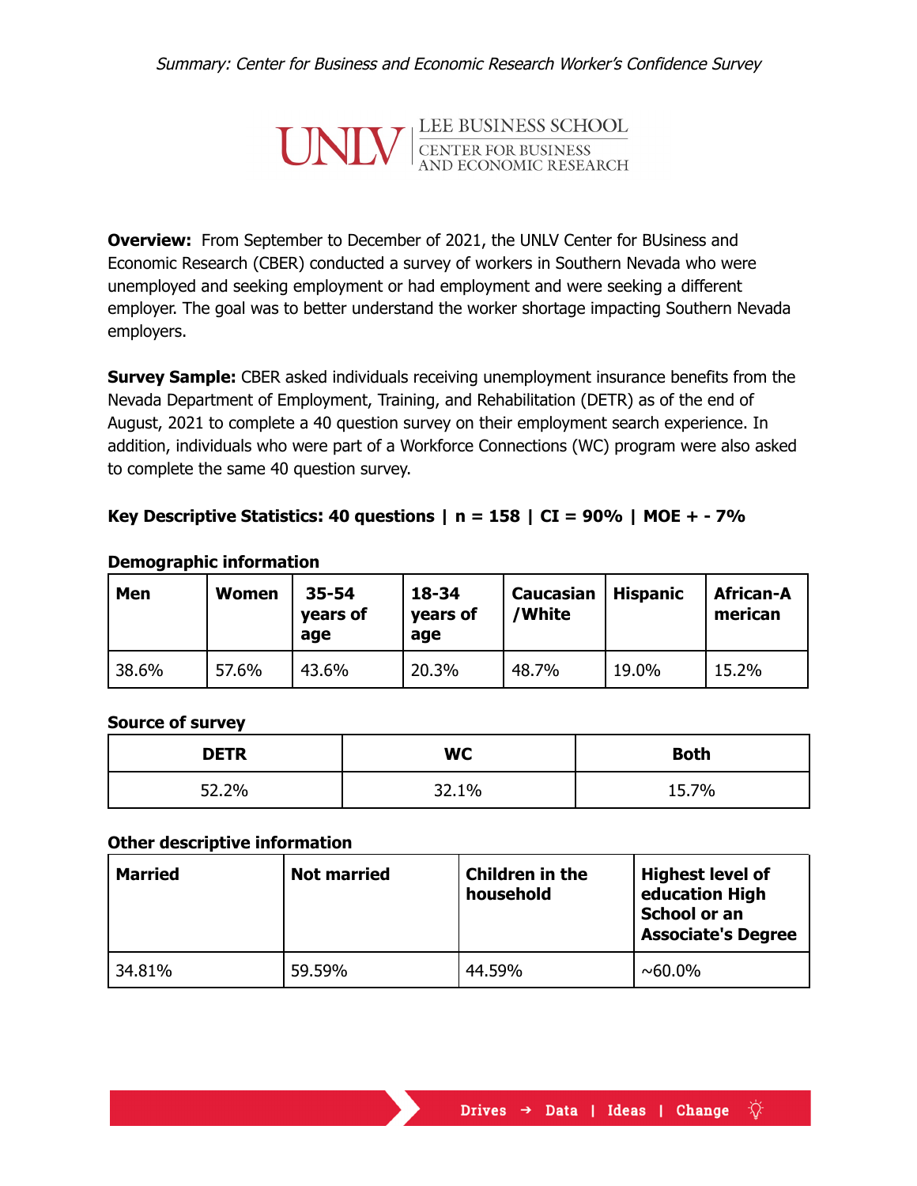*Summary: Center for Business and Economic Research Worker's Confidence Survey*

UNLV | LEE BUSINESS SCHOOL
CENTER FOR BUSINESS AND ECONOMIC RESEARCH

**Overview:** From September to December of 2021, the UNLV Center for BUsiness and Economic Research (CBER) conducted a survey of workers in Southern Nevada who were unemployed and seeking employment or had employment and were seeking a different employer. The goal was to better understand the worker shortage impacting Southern Nevada employers.

**Survey Sample:** CBER asked individuals receiving unemployment insurance benefits from the Nevada Department of Employment, Training, and Rehabilitation (DETR) as of the end of August, 2021 to complete a 40 question survey on their employment search experience. In addition, individuals who were part of a Workforce Connections (WC) program were also asked to complete the same 40 question survey.

**Key Descriptive Statistics: 40 questions | n = 158 | CI = 90% | MOE + - 7%**

**Demographic information**

| Men | Women | 35-54 years of age | 18-34 years of age | Caucasian /White | Hispanic | African-American |
|---|---|---|---|---|---|---|
| 38.6% | 57.6% | 43.6% | 20.3% | 48.7% | 19.0% | 15.2% |

**Source of survey**

| DETR | WC | Both |
|---|---|---|
| 52.2% | 32.1% | 15.7% |

**Other descriptive information**

| Married | Not married | Children in the household | Highest level of education High School or an Associate's Degree |
|---|---|---|---|
| 34.81% | 59.59% | 44.59% | ~60.0% |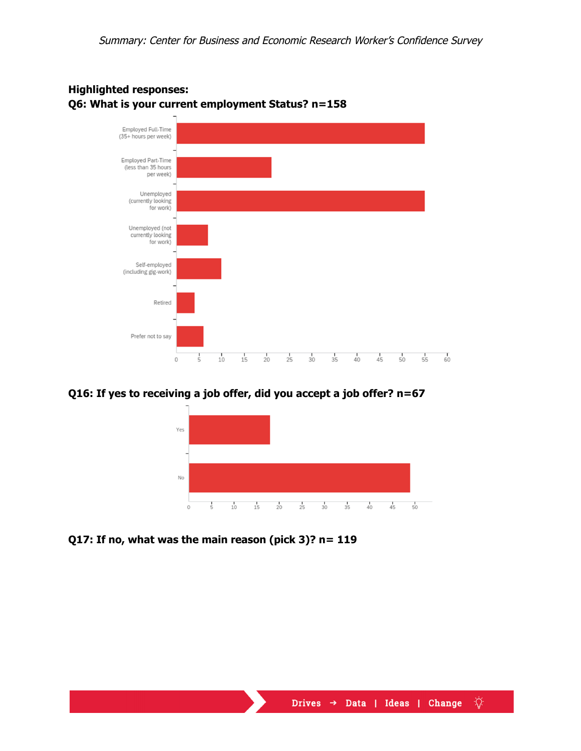**Highlighted responses:**

**Q6: What is your current employment Status? n=158**

**Q16: If yes to receiving a job offer, did you accept a job offer? n=67**

**Q17: If no, what was the main reason (pick 3)? n= 119**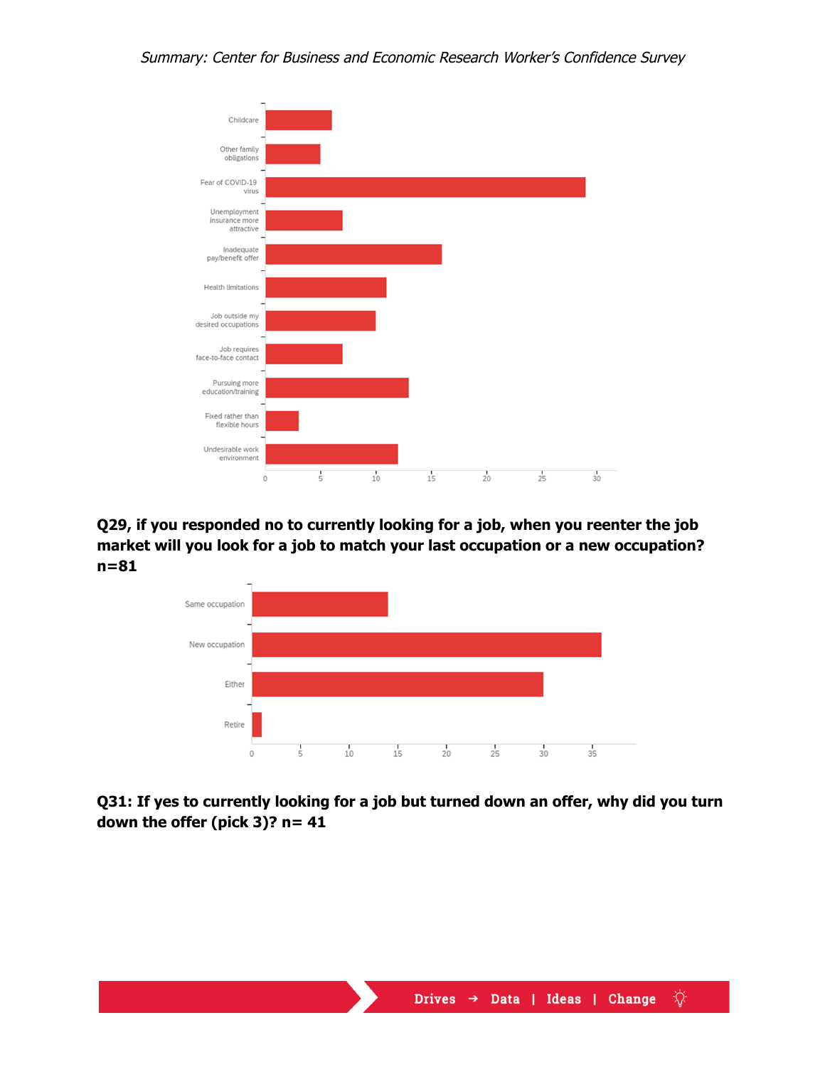Childcare
Other family obligations
Fear of COVID-19 virus
Unemployment insurance more attractive
Inadequate pay/benefit offer
Health limitations
Job outside my desired occupations
Job requires face-to-face contact
Pursuing more education/training
Fixed rather than flexible hours
Undesirable work environment

0 5 10 15 20 25 30

**Q29, if you responded no to currently looking for a job, when you reenter the job market will you look for a job to match your last occupation or a new occupation? n=81**

Same occupation
New occupation
Either
Retire

0 5 10 15 20 25 30 35

**Q31: If yes to currently looking for a job but turned down an offer, why did you turn down the offer (pick 3)? n= 41**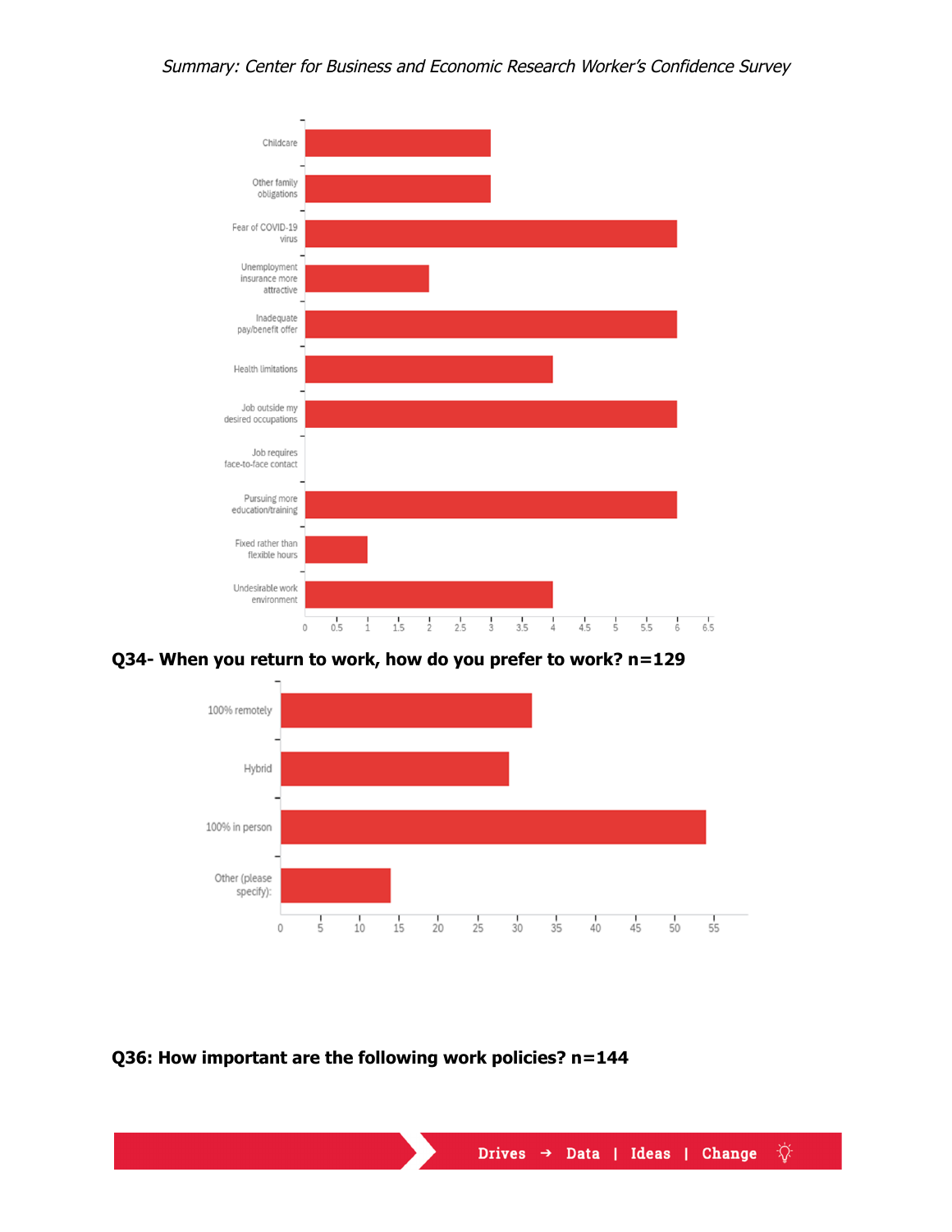| Reason | Count |
|---|---|
| Childcare | 3 |
| Other family obligations | 3 |
| Fear of COVID-19 virus | 6 |
| Unemployment insurance more attractive | 2 |
| Inadequate pay/benefit offer | 6 |
| Health limitations | 4 |
| Job outside my desired occupations | 6 |
| Job requires face-to-face contact | 0 |
| Pursuing more education/training | 6 |
| Fixed rather than flexible hours | 1 |
| Undesirable work environment | 4 |

**Q34- When you return to work, how do you prefer to work? n=129**

| Preference | Count |
|---|---|
| 100% remotely | 32 |
| Hybrid | 29 |
| 100% in person | 54 |
| Other (please specify): | 14 |

**Q36: How important are the following work policies? n=144**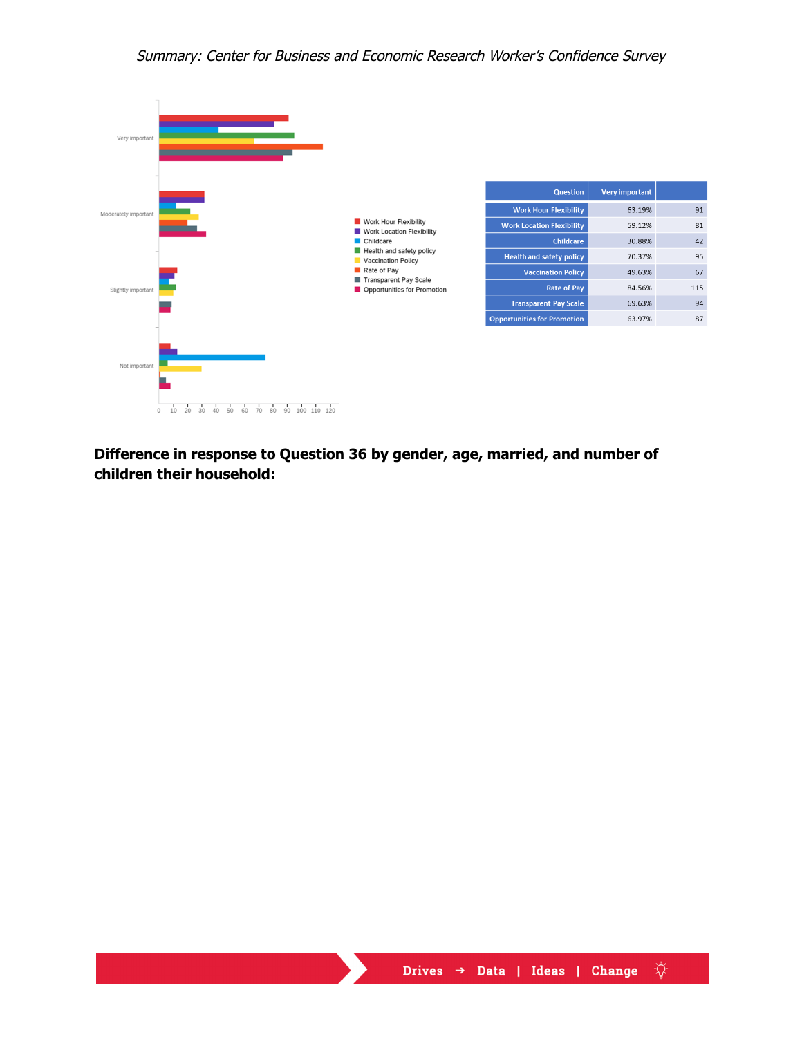| Question | Very important | |
|---|---|---|
| Work Hour Flexibility | 63.19% | 91 |
| Work Location Flexibility | 59.12% | 81 |
| Childcare | 30.88% | 42 |
| Health and safety policy | 70.37% | 95 |
| Vaccination Policy | 49.63% | 67 |
| Rate of Pay | 84.56% | 115 |
| Transparent Pay Scale | 69.63% | 94 |
| Opportunities for Promotion | 63.97% | 87 |

**Difference in response to Question 36 by gender, age, married, and number of children their household:**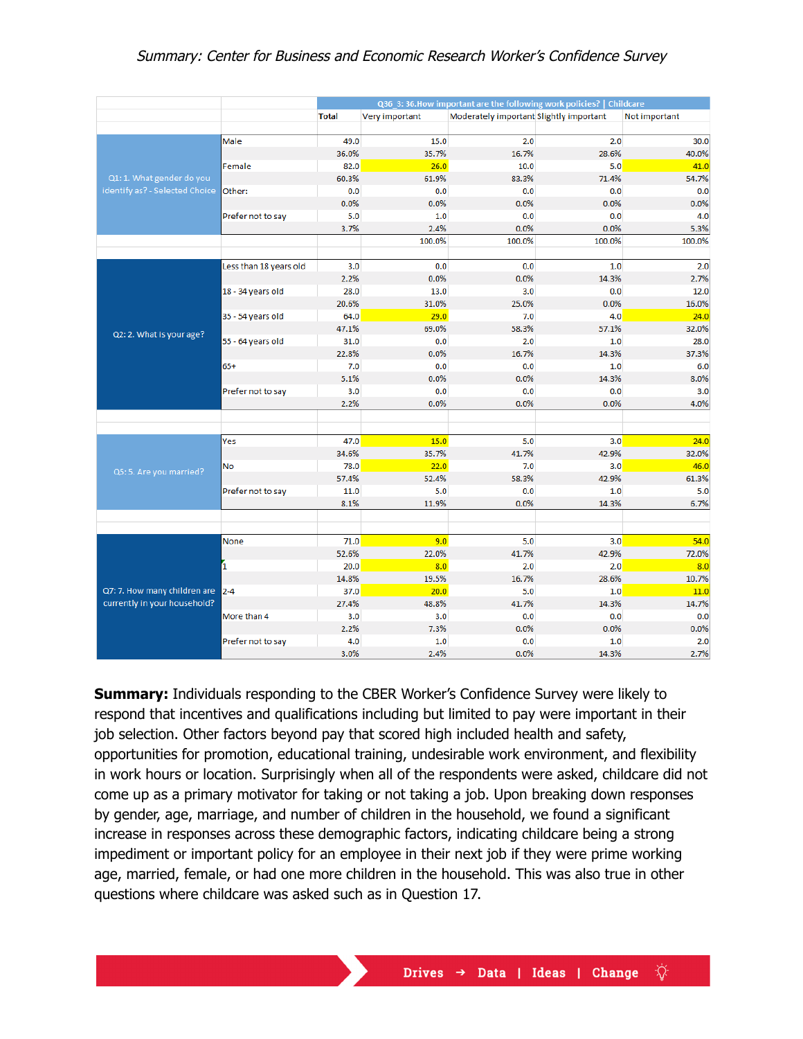| | | Q36_3: 36.How important are the following work policies? \| Childcare | | | | |
|---|---|---|---|---|---|---|
| | | Total | Very important | Moderately important | Slightly important | Not important |
| Q1: 1. What gender do you identify as? - Selected Choice | Male | 49.0 | 15.0 | 2.0 | 2.0 | 30.0 |
| | | 36.0% | 35.7% | 16.7% | 28.6% | 40.0% |
| | Female | 82.0 | 26.0 | 10.0 | 5.0 | 41.0 |
| | | 60.3% | 61.9% | 83.3% | 71.4% | 54.7% |
| | Other: | 0.0 | 0.0 | 0.0 | 0.0 | 0.0 |
| | | 0.0% | 0.0% | 0.0% | 0.0% | 0.0% |
| | Prefer not to say | 5.0 | 1.0 | 0.0 | 0.0 | 4.0 |
| | | 3.7% | 2.4% | 0.0% | 0.0% | 5.3% |
| | | | 100.0% | 100.0% | 100.0% | 100.0% |
| Q2: 2. What is your age? | Less than 18 years old | 3.0 | 0.0 | 0.0 | 1.0 | 2.0 |
| | | 2.2% | 0.0% | 0.0% | 14.3% | 2.7% |
| | 18 - 34 years old | 28.0 | 13.0 | 3.0 | 0.0 | 12.0 |
| | | 20.6% | 31.0% | 25.0% | 0.0% | 16.0% |
| | 35 - 54 years old | 64.0 | 29.0 | 7.0 | 4.0 | 24.0 |
| | | 47.1% | 69.0% | 58.3% | 57.1% | 32.0% |
| | 55 - 64 years old | 31.0 | 0.0 | 2.0 | 1.0 | 28.0 |
| | | 22.8% | 0.0% | 16.7% | 14.3% | 37.3% |
| | 65+ | 7.0 | 0.0 | 0.0 | 1.0 | 6.0 |
| | | 5.1% | 0.0% | 0.0% | 14.3% | 8.0% |
| | Prefer not to say | 3.0 | 0.0 | 0.0 | 0.0 | 3.0 |
| | | 2.2% | 0.0% | 0.0% | 0.0% | 4.0% |
| Q5: 5. Are you married? | Yes | 47.0 | 15.0 | 5.0 | 3.0 | 24.0 |
| | | 34.6% | 35.7% | 41.7% | 42.9% | 32.0% |
| | No | 78.0 | 22.0 | 7.0 | 3.0 | 46.0 |
| | | 57.4% | 52.4% | 58.3% | 42.9% | 61.3% |
| | Prefer not to say | 11.0 | 5.0 | 0.0 | 1.0 | 5.0 |
| | | 8.1% | 11.9% | 0.0% | 14.3% | 6.7% |
| Q7: 7. How many children are currently in your household? | None | 71.0 | 9.0 | 5.0 | 3.0 | 54.0 |
| | | 52.6% | 22.0% | 41.7% | 42.9% | 72.0% |
| | 1 | 20.0 | 8.0 | 2.0 | 2.0 | 8.0 |
| | | 14.8% | 19.5% | 16.7% | 28.6% | 10.7% |
| | 2-4 | 37.0 | 20.0 | 5.0 | 1.0 | 11.0 |
| | | 27.4% | 48.8% | 41.7% | 14.3% | 14.7% |
| | More than 4 | 3.0 | 3.0 | 0.0 | 0.0 | 0.0 |
| | | 2.2% | 7.3% | 0.0% | 0.0% | 0.0% |
| | Prefer not to say | 4.0 | 1.0 | 0.0 | 1.0 | 2.0 |
| | | 3.0% | 2.4% | 0.0% | 14.3% | 2.7% |

**Summary:** Individuals responding to the CBER Worker's Confidence Survey were likely to respond that incentives and qualifications including but limited to pay were important in their job selection. Other factors beyond pay that scored high included health and safety, opportunities for promotion, educational training, undesirable work environment, and flexibility in work hours or location. Surprisingly when all of the respondents were asked, childcare did not come up as a primary motivator for taking or not taking a job. Upon breaking down responses by gender, age, marriage, and number of children in the household, we found a significant increase in responses across these demographic factors, indicating childcare being a strong impediment or important policy for an employee in their next job if they were prime working age, married, female, or had one more children in the household. This was also true in other questions where childcare was asked such as in Question 17.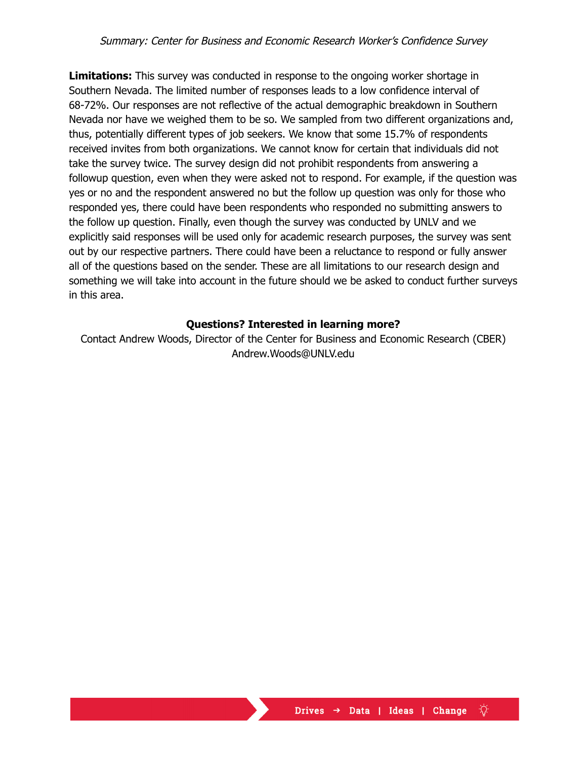**Limitations:** This survey was conducted in response to the ongoing worker shortage in Southern Nevada. The limited number of responses leads to a low confidence interval of 68-72%. Our responses are not reflective of the actual demographic breakdown in Southern Nevada nor have we weighed them to be so. We sampled from two different organizations and, thus, potentially different types of job seekers. We know that some 15.7% of respondents received invites from both organizations. We cannot know for certain that individuals did not take the survey twice. The survey design did not prohibit respondents from answering a followup question, even when they were asked not to respond. For example, if the question was yes or no and the respondent answered no but the follow up question was only for those who responded yes, there could have been respondents who responded no submitting answers to the follow up question. Finally, even though the survey was conducted by UNLV and we explicitly said responses will be used only for academic research purposes, the survey was sent out by our respective partners. There could have been a reluctance to respond or fully answer all of the questions based on the sender. These are all limitations to our research design and something we will take into account in the future should we be asked to conduct further surveys in this area.

**Questions? Interested in learning more?**

Contact Andrew Woods, Director of the Center for Business and Economic Research (CBER)
Andrew.Woods@UNLV.edu